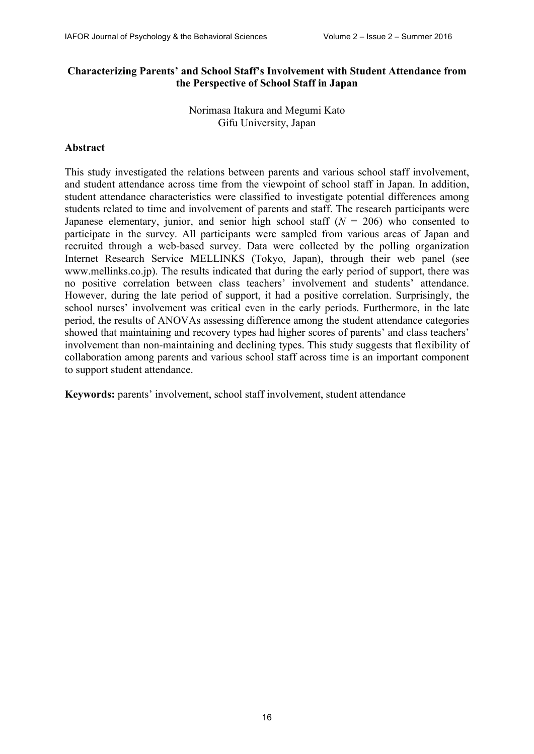# Characterizing Parents' and School Staff's Involvement with Student Attendance from the Perspective of School Staff in Japan

Norimasa Itakura and Megumi Kato
Gifu University, Japan

## Abstract

This study investigated the relations between parents and various school staff involvement, and student attendance across time from the viewpoint of school staff in Japan. In addition, student attendance characteristics were classified to investigate potential differences among students related to time and involvement of parents and staff. The research participants were Japanese elementary, junior, and senior high school staff ($N$ = 206) who consented to participate in the survey. All participants were sampled from various areas of Japan and recruited through a web-based survey. Data were collected by the polling organization Internet Research Service MELLINKS (Tokyo, Japan), through their web panel (see www.mellinks.co.jp). The results indicated that during the early period of support, there was no positive correlation between class teachers' involvement and students' attendance. However, during the late period of support, it had a positive correlation. Surprisingly, the school nurses' involvement was critical even in the early periods. Furthermore, in the late period, the results of ANOVAs assessing difference among the student attendance categories showed that maintaining and recovery types had higher scores of parents' and class teachers' involvement than non-maintaining and declining types. This study suggests that flexibility of collaboration among parents and various school staff across time is an important component to support student attendance.

**Keywords:** parents' involvement, school staff involvement, student attendance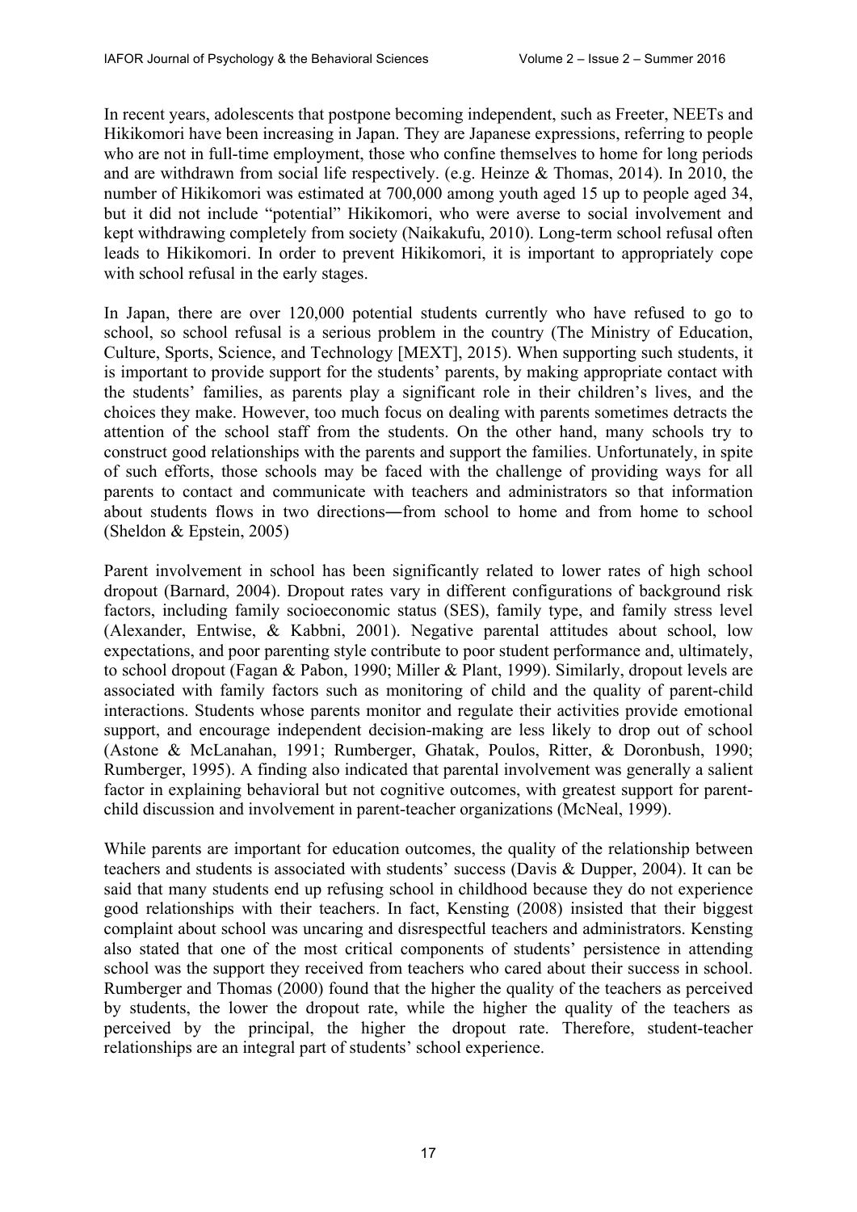In recent years, adolescents that postpone becoming independent, such as Freeter, NEETs and Hikikomori have been increasing in Japan. They are Japanese expressions, referring to people who are not in full-time employment, those who confine themselves to home for long periods and are withdrawn from social life respectively. (e.g. Heinze & Thomas, 2014). In 2010, the number of Hikikomori was estimated at 700,000 among youth aged 15 up to people aged 34, but it did not include "potential" Hikikomori, who were averse to social involvement and kept withdrawing completely from society (Naikakufu, 2010). Long-term school refusal often leads to Hikikomori. In order to prevent Hikikomori, it is important to appropriately cope with school refusal in the early stages.

In Japan, there are over 120,000 potential students currently who have refused to go to school, so school refusal is a serious problem in the country (The Ministry of Education, Culture, Sports, Science, and Technology [MEXT], 2015). When supporting such students, it is important to provide support for the students' parents, by making appropriate contact with the students' families, as parents play a significant role in their children's lives, and the choices they make. However, too much focus on dealing with parents sometimes detracts the attention of the school staff from the students. On the other hand, many schools try to construct good relationships with the parents and support the families. Unfortunately, in spite of such efforts, those schools may be faced with the challenge of providing ways for all parents to contact and communicate with teachers and administrators so that information about students flows in two directions―from school to home and from home to school (Sheldon & Epstein, 2005)

Parent involvement in school has been significantly related to lower rates of high school dropout (Barnard, 2004). Dropout rates vary in different configurations of background risk factors, including family socioeconomic status (SES), family type, and family stress level (Alexander, Entwise, & Kabbni, 2001). Negative parental attitudes about school, low expectations, and poor parenting style contribute to poor student performance and, ultimately, to school dropout (Fagan & Pabon, 1990; Miller & Plant, 1999). Similarly, dropout levels are associated with family factors such as monitoring of child and the quality of parent-child interactions. Students whose parents monitor and regulate their activities provide emotional support, and encourage independent decision-making are less likely to drop out of school (Astone & McLanahan, 1991; Rumberger, Ghatak, Poulos, Ritter, & Doronbush, 1990; Rumberger, 1995). A finding also indicated that parental involvement was generally a salient factor in explaining behavioral but not cognitive outcomes, with greatest support for parent-child discussion and involvement in parent-teacher organizations (McNeal, 1999).

While parents are important for education outcomes, the quality of the relationship between teachers and students is associated with students' success (Davis & Dupper, 2004). It can be said that many students end up refusing school in childhood because they do not experience good relationships with their teachers. In fact, Kensting (2008) insisted that their biggest complaint about school was uncaring and disrespectful teachers and administrators. Kensting also stated that one of the most critical components of students' persistence in attending school was the support they received from teachers who cared about their success in school. Rumberger and Thomas (2000) found that the higher the quality of the teachers as perceived by students, the lower the dropout rate, while the higher the quality of the teachers as perceived by the principal, the higher the dropout rate. Therefore, student-teacher relationships are an integral part of students' school experience.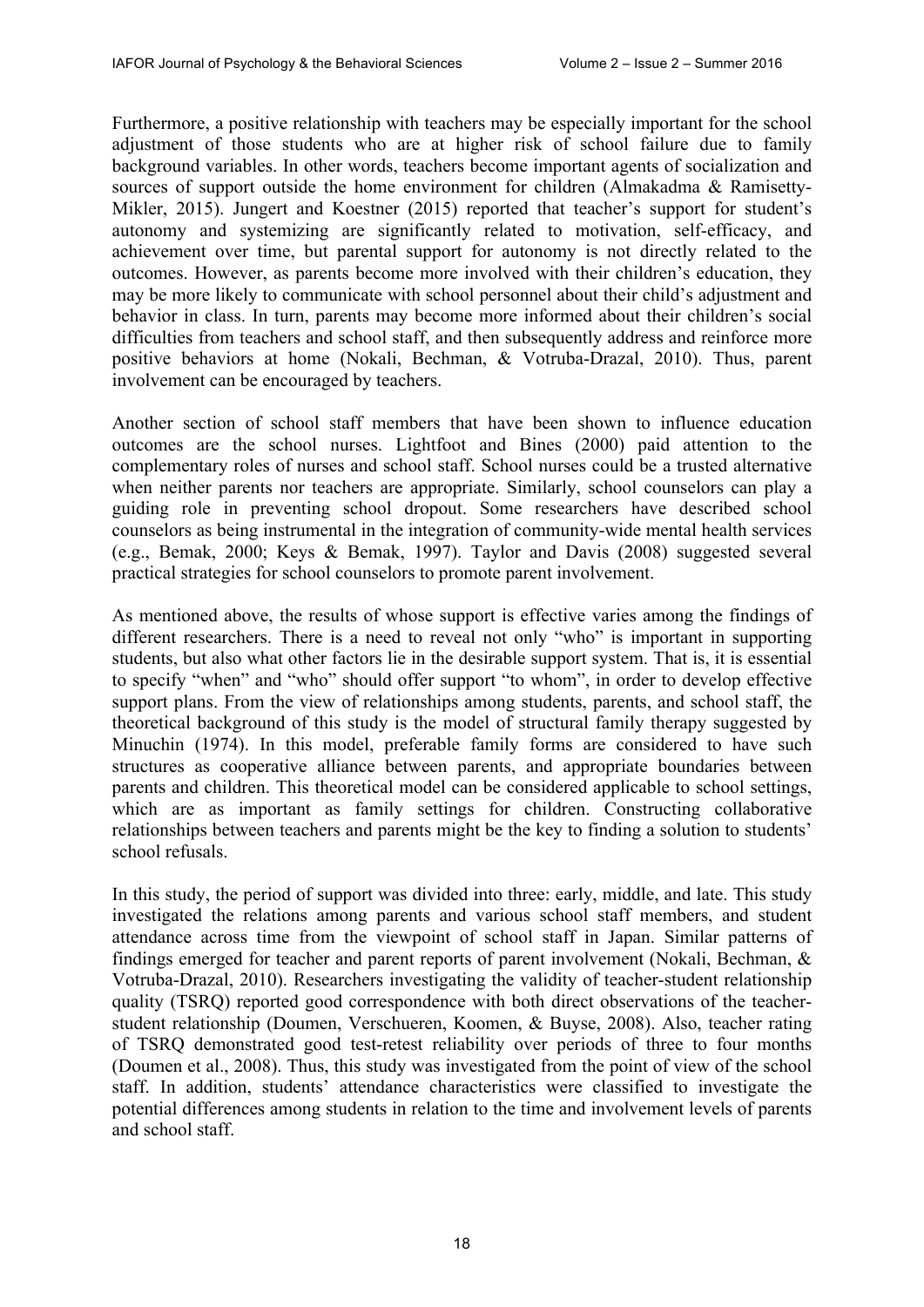Furthermore, a positive relationship with teachers may be especially important for the school adjustment of those students who are at higher risk of school failure due to family background variables. In other words, teachers become important agents of socialization and sources of support outside the home environment for children (Almakadma & Ramisetty-Mikler, 2015). Jungert and Koestner (2015) reported that teacher's support for student's autonomy and systemizing are significantly related to motivation, self-efficacy, and achievement over time, but parental support for autonomy is not directly related to the outcomes. However, as parents become more involved with their children's education, they may be more likely to communicate with school personnel about their child's adjustment and behavior in class. In turn, parents may become more informed about their children's social difficulties from teachers and school staff, and then subsequently address and reinforce more positive behaviors at home (Nokali, Bechman, & Votruba-Drazal, 2010). Thus, parent involvement can be encouraged by teachers.

Another section of school staff members that have been shown to influence education outcomes are the school nurses. Lightfoot and Bines (2000) paid attention to the complementary roles of nurses and school staff. School nurses could be a trusted alternative when neither parents nor teachers are appropriate. Similarly, school counselors can play a guiding role in preventing school dropout. Some researchers have described school counselors as being instrumental in the integration of community-wide mental health services (e.g., Bemak, 2000; Keys & Bemak, 1997). Taylor and Davis (2008) suggested several practical strategies for school counselors to promote parent involvement.

As mentioned above, the results of whose support is effective varies among the findings of different researchers. There is a need to reveal not only "who" is important in supporting students, but also what other factors lie in the desirable support system. That is, it is essential to specify "when" and "who" should offer support "to whom", in order to develop effective support plans. From the view of relationships among students, parents, and school staff, the theoretical background of this study is the model of structural family therapy suggested by Minuchin (1974). In this model, preferable family forms are considered to have such structures as cooperative alliance between parents, and appropriate boundaries between parents and children. This theoretical model can be considered applicable to school settings, which are as important as family settings for children. Constructing collaborative relationships between teachers and parents might be the key to finding a solution to students' school refusals.

In this study, the period of support was divided into three: early, middle, and late. This study investigated the relations among parents and various school staff members, and student attendance across time from the viewpoint of school staff in Japan. Similar patterns of findings emerged for teacher and parent reports of parent involvement (Nokali, Bechman, & Votruba-Drazal, 2010). Researchers investigating the validity of teacher-student relationship quality (TSRQ) reported good correspondence with both direct observations of the teacher-student relationship (Doumen, Verschueren, Koomen, & Buyse, 2008). Also, teacher rating of TSRQ demonstrated good test-retest reliability over periods of three to four months (Doumen et al., 2008). Thus, this study was investigated from the point of view of the school staff. In addition, students' attendance characteristics were classified to investigate the potential differences among students in relation to the time and involvement levels of parents and school staff.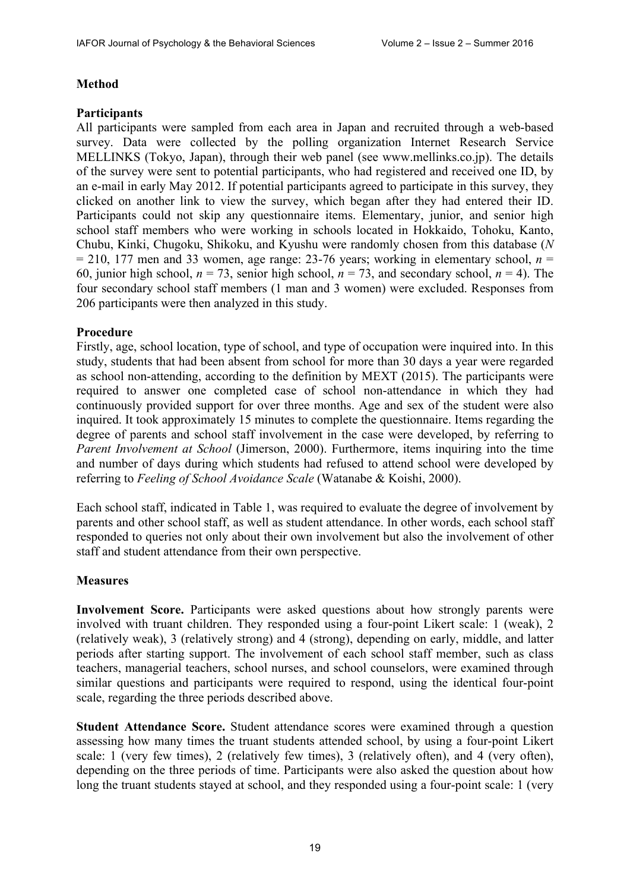## Method

### Participants

All participants were sampled from each area in Japan and recruited through a web-based survey. Data were collected by the polling organization Internet Research Service MELLINKS (Tokyo, Japan), through their web panel (see www.mellinks.co.jp). The details of the survey were sent to potential participants, who had registered and received one ID, by an e-mail in early May 2012. If potential participants agreed to participate in this survey, they clicked on another link to view the survey, which began after they had entered their ID. Participants could not skip any questionnaire items. Elementary, junior, and senior high school staff members who were working in schools located in Hokkaido, Tohoku, Kanto, Chubu, Kinki, Chugoku, Shikoku, and Kyushu were randomly chosen from this database ($N = 210$, 177 men and 33 women, age range: 23-76 years; working in elementary school, $n = 60$, junior high school, $n = 73$, senior high school, $n = 73$, and secondary school, $n = 4$). The four secondary school staff members (1 man and 3 women) were excluded. Responses from 206 participants were then analyzed in this study.

### Procedure

Firstly, age, school location, type of school, and type of occupation were inquired into. In this study, students that had been absent from school for more than 30 days a year were regarded as school non-attending, according to the definition by MEXT (2015). The participants were required to answer one completed case of school non-attendance in which they had continuously provided support for over three months. Age and sex of the student were also inquired. It took approximately 15 minutes to complete the questionnaire. Items regarding the degree of parents and school staff involvement in the case were developed, by referring to *Parent Involvement at School* (Jimerson, 2000). Furthermore, items inquiring into the time and number of days during which students had refused to attend school were developed by referring to *Feeling of School Avoidance Scale* (Watanabe & Koishi, 2000).

Each school staff, indicated in Table 1, was required to evaluate the degree of involvement by parents and other school staff, as well as student attendance. In other words, each school staff responded to queries not only about their own involvement but also the involvement of other staff and student attendance from their own perspective.

### Measures

**Involvement Score.** Participants were asked questions about how strongly parents were involved with truant children. They responded using a four-point Likert scale: 1 (weak), 2 (relatively weak), 3 (relatively strong) and 4 (strong), depending on early, middle, and latter periods after starting support. The involvement of each school staff member, such as class teachers, managerial teachers, school nurses, and school counselors, were examined through similar questions and participants were required to respond, using the identical four-point scale, regarding the three periods described above.

**Student Attendance Score.** Student attendance scores were examined through a question assessing how many times the truant students attended school, by using a four-point Likert scale: 1 (very few times), 2 (relatively few times), 3 (relatively often), and 4 (very often), depending on the three periods of time. Participants were also asked the question about how long the truant students stayed at school, and they responded using a four-point scale: 1 (very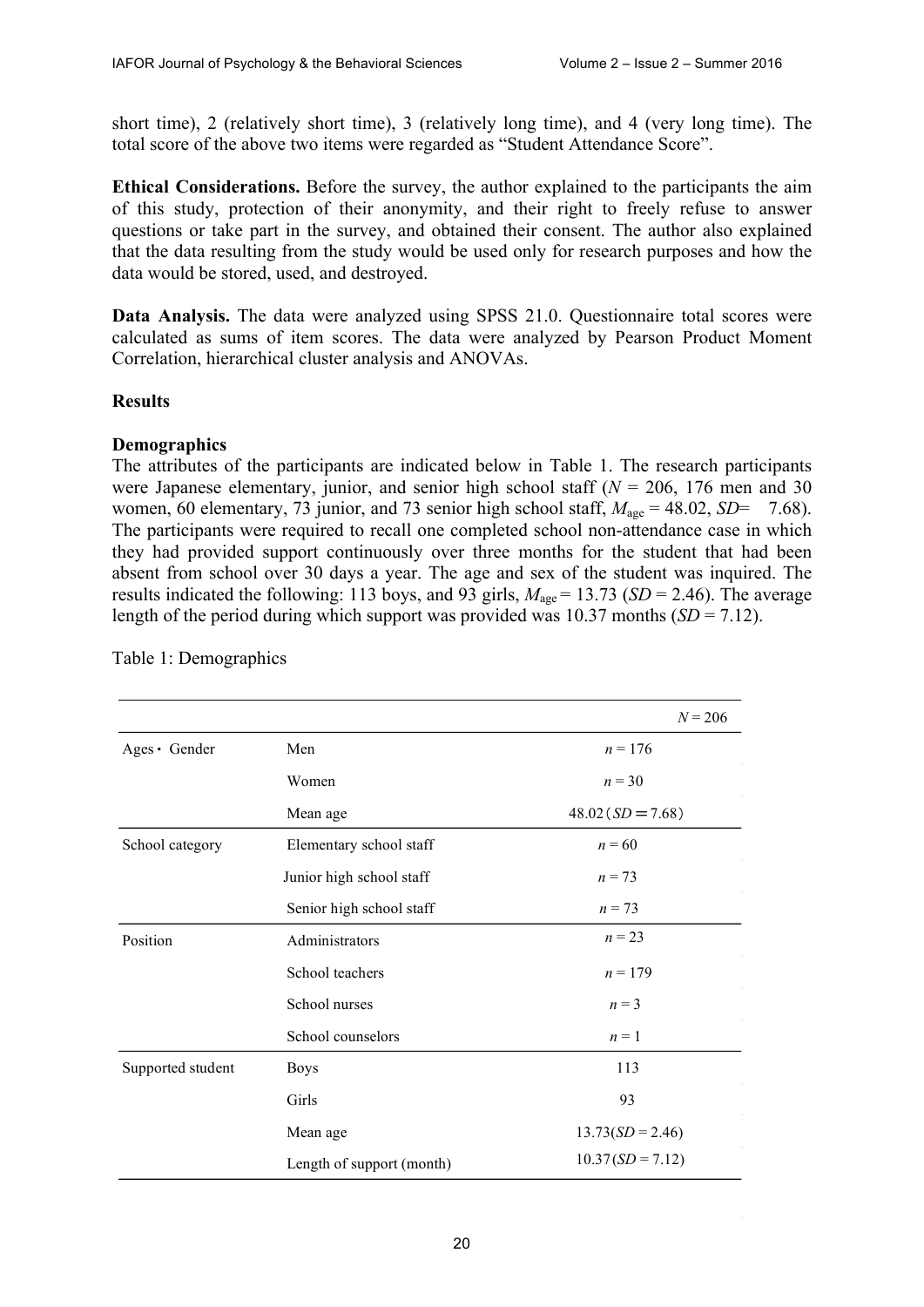short time), 2 (relatively short time), 3 (relatively long time), and 4 (very long time). The total score of the above two items were regarded as "Student Attendance Score".

**Ethical Considerations.** Before the survey, the author explained to the participants the aim of this study, protection of their anonymity, and their right to freely refuse to answer questions or take part in the survey, and obtained their consent. The author also explained that the data resulting from the study would be used only for research purposes and how the data would be stored, used, and destroyed.

**Data Analysis.** The data were analyzed using SPSS 21.0. Questionnaire total scores were calculated as sums of item scores. The data were analyzed by Pearson Product Moment Correlation, hierarchical cluster analysis and ANOVAs.

## Results

### Demographics

The attributes of the participants are indicated below in Table 1. The research participants were Japanese elementary, junior, and senior high school staff ($N$ = 206, 176 men and 30 women, 60 elementary, 73 junior, and 73 senior high school staff, $M_{age}$ = 48.02, $SD$= 7.68). The participants were required to recall one completed school non-attendance case in which they had provided support continuously over three months for the student that had been absent from school over 30 days a year. The age and sex of the student was inquired. The results indicated the following: 113 boys, and 93 girls, $M_{age}$ = 13.73 ($SD$ = 2.46). The average length of the period during which support was provided was 10.37 months ($SD$ = 7.12).

Table 1: Demographics

| | | $N$ = 206 |
|---|---|---|
| Ages・Gender | Men | $n$ = 176 |
| | Women | $n$ = 30 |
| | Mean age | 48.02 ($SD$ = 7.68) |
| School category | Elementary school staff | $n$ = 60 |
| | Junior high school staff | $n$ = 73 |
| | Senior high school staff | $n$ = 73 |
| Position | Administrators | $n$ = 23 |
| | School teachers | $n$ = 179 |
| | School nurses | $n$ = 3 |
| | School counselors | $n$ = 1 |
| Supported student | Boys | 113 |
| | Girls | 93 |
| | Mean age | 13.73($SD$ = 2.46) |
| | Length of support (month) | 10.37($SD$ = 7.12) |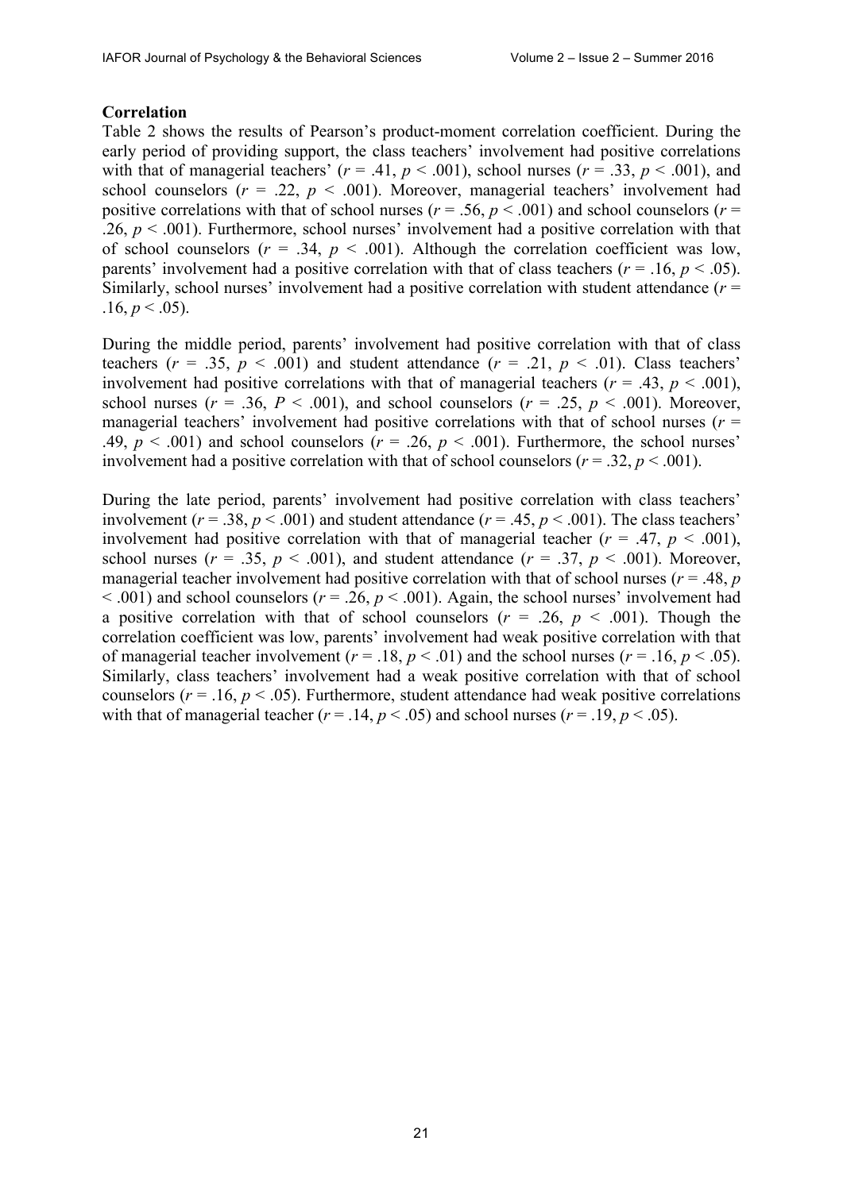**Correlation**

Table 2 shows the results of Pearson's product-moment correlation coefficient. During the early period of providing support, the class teachers' involvement had positive correlations with that of managerial teachers' ($r$ = .41, $p$ < .001), school nurses ($r$ = .33, $p$ < .001), and school counselors ($r$ = .22, $p$ < .001). Moreover, managerial teachers' involvement had positive correlations with that of school nurses ($r$ = .56, $p$ < .001) and school counselors ($r$ = .26, $p$ < .001). Furthermore, school nurses' involvement had a positive correlation with that of school counselors ($r$ = .34, $p$ < .001). Although the correlation coefficient was low, parents' involvement had a positive correlation with that of class teachers ($r$ = .16, $p$ < .05). Similarly, school nurses' involvement had a positive correlation with student attendance ($r$ = .16, $p$ < .05).

During the middle period, parents' involvement had positive correlation with that of class teachers ($r$ = .35, $p$ < .001) and student attendance ($r$ = .21, $p$ < .01). Class teachers' involvement had positive correlations with that of managerial teachers ($r$ = .43, $p$ < .001), school nurses ($r$ = .36, $P$ < .001), and school counselors ($r$ = .25, $p$ < .001). Moreover, managerial teachers' involvement had positive correlations with that of school nurses ($r$ = .49, $p$ < .001) and school counselors ($r$ = .26, $p$ < .001). Furthermore, the school nurses' involvement had a positive correlation with that of school counselors ($r$ = .32, $p$ < .001).

During the late period, parents' involvement had positive correlation with class teachers' involvement ($r$ = .38, $p$ < .001) and student attendance ($r$ = .45, $p$ < .001). The class teachers' involvement had positive correlation with that of managerial teacher ($r$ = .47, $p$ < .001), school nurses ($r$ = .35, $p$ < .001), and student attendance ($r$ = .37, $p$ < .001). Moreover, managerial teacher involvement had positive correlation with that of school nurses ($r$ = .48, $p$ < .001) and school counselors ($r$ = .26, $p$ < .001). Again, the school nurses' involvement had a positive correlation with that of school counselors ($r$ = .26, $p$ < .001). Though the correlation coefficient was low, parents' involvement had weak positive correlation with that of managerial teacher involvement ($r$ = .18, $p$ < .01) and the school nurses ($r$ = .16, $p$ < .05). Similarly, class teachers' involvement had a weak positive correlation with that of school counselors ($r$ = .16, $p$ < .05). Furthermore, student attendance had weak positive correlations with that of managerial teacher ($r$ = .14, $p$ < .05) and school nurses ($r$ = .19, $p$ < .05).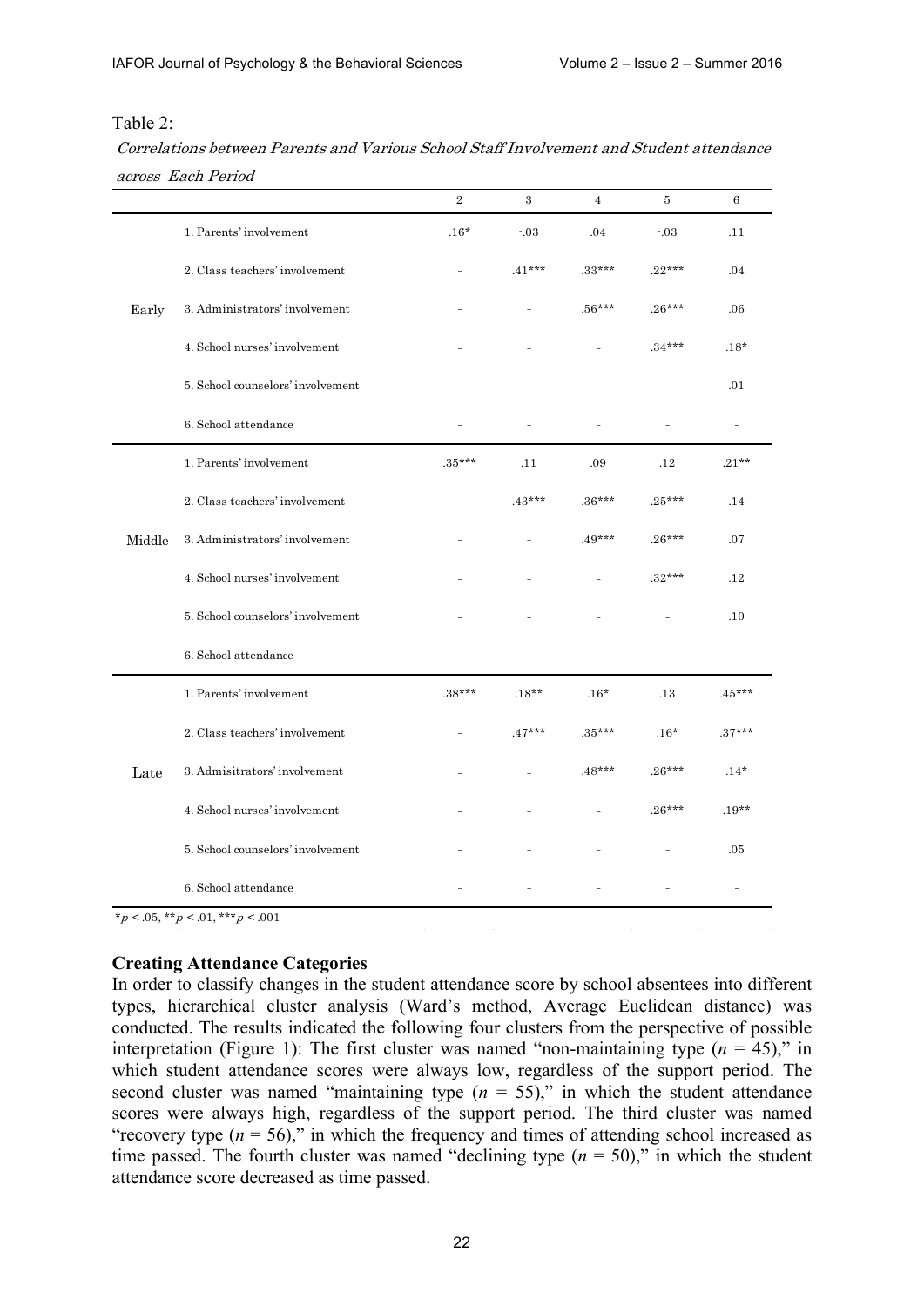Table 2:

*Correlations between Parents and Various School Staff Involvement and Student attendance across Each Period*

| | | 2 | 3 | 4 | 5 | 6 |
|---|---|---|---|---|---|---|
| Early | 1. Parents' involvement | .16* | -.03 | .04 | -.03 | .11 |
| | 2. Class teachers' involvement | - | .41*** | .33*** | .22*** | .04 |
| | 3. Administrators' involvement | - | - | .56*** | .26*** | .06 |
| | 4. School nurses' involvement | - | - | - | .34*** | .18* |
| | 5. School counselors' involvement | - | - | - | - | .01 |
| | 6. School attendance | - | - | - | - | - |
| Middle | 1. Parents' involvement | .35*** | .11 | .09 | .12 | .21** |
| | 2. Class teachers' involvement | - | .43*** | .36*** | .25*** | .14 |
| | 3. Administrators' involvement | - | - | .49*** | .26*** | .07 |
| | 4. School nurses' involvement | - | - | - | .32*** | .12 |
| | 5. School counselors' involvement | - | - | - | - | .10 |
| | 6. School attendance | - | - | - | - | - |
| Late | 1. Parents' involvement | .38*** | .18** | .16* | .13 | .45*** |
| | 2. Class teachers' involvement | - | .47*** | .35*** | .16* | .37*** |
| | 3. Admisitrators' involvement | - | - | .48*** | .26*** | .14* |
| | 4. School nurses' involvement | - | - | - | .26*** | .19** |
| | 5. School counselors' involvement | - | - | - | - | .05 |
| | 6. School attendance | - | - | - | - | - |

*$p < .05$, **$p < .01$, ***$p < .001$

**Creating Attendance Categories**

In order to classify changes in the student attendance score by school absentees into different types, hierarchical cluster analysis (Ward's method, Average Euclidean distance) was conducted. The results indicated the following four clusters from the perspective of possible interpretation (Figure 1): The first cluster was named "non-maintaining type ($n$ = 45)," in which student attendance scores were always low, regardless of the support period. The second cluster was named "maintaining type ($n$ = 55)," in which the student attendance scores were always high, regardless of the support period. The third cluster was named "recovery type ($n$ = 56)," in which the frequency and times of attending school increased as time passed. The fourth cluster was named "declining type ($n$ = 50)," in which the student attendance score decreased as time passed.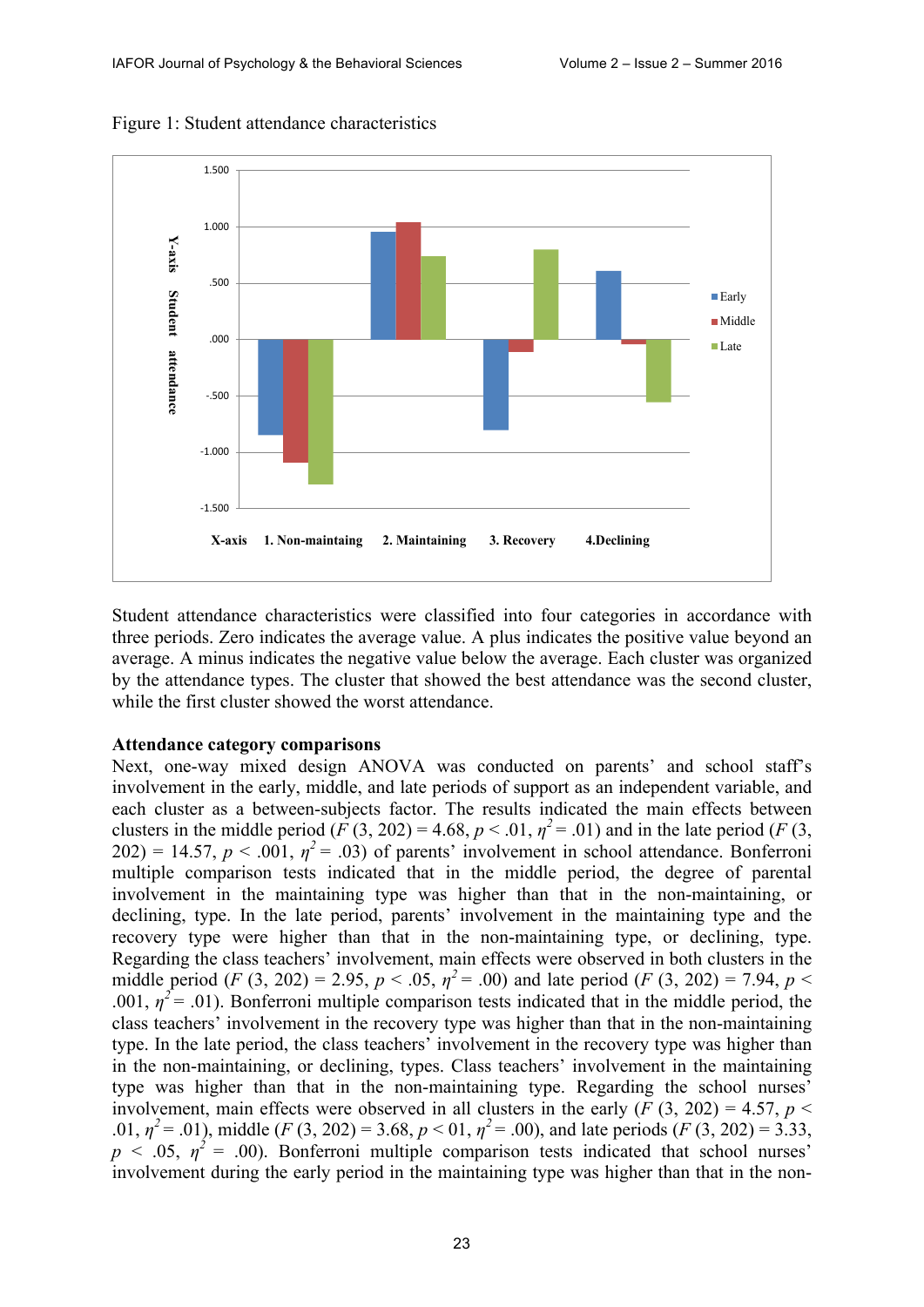Figure 1: Student attendance characteristics

Student attendance characteristics were classified into four categories in accordance with three periods. Zero indicates the average value. A plus indicates the positive value beyond an average. A minus indicates the negative value below the average. Each cluster was organized by the attendance types. The cluster that showed the best attendance was the second cluster, while the first cluster showed the worst attendance.

**Attendance category comparisons**

Next, one-way mixed design ANOVA was conducted on parents' and school staff's involvement in the early, middle, and late periods of support as an independent variable, and each cluster as a between-subjects factor. The results indicated the main effects between clusters in the middle period ($F$ (3, 202) = 4.68, $p$ < .01, $\eta^2$ = .01) and in the late period ($F$ (3, 202) = 14.57, $p$ < .001, $\eta^2$ = .03) of parents' involvement in school attendance. Bonferroni multiple comparison tests indicated that in the middle period, the degree of parental involvement in the maintaining type was higher than that in the non-maintaining, or declining, type. In the late period, parents' involvement in the maintaining type and the recovery type were higher than that in the non-maintaining type, or declining, type. Regarding the class teachers' involvement, main effects were observed in both clusters in the middle period ($F$ (3, 202) = 2.95, $p$ < .05, $\eta^2$ = .00) and late period ($F$ (3, 202) = 7.94, $p$ < .001, $\eta^2$ = .01). Bonferroni multiple comparison tests indicated that in the middle period, the class teachers' involvement in the recovery type was higher than that in the non-maintaining type. In the late period, the class teachers' involvement in the recovery type was higher than in the non-maintaining, or declining, types. Class teachers' involvement in the maintaining type was higher than that in the non-maintaining type. Regarding the school nurses' involvement, main effects were observed in all clusters in the early ($F$ (3, 202) = 4.57, $p$ < .01, $\eta^2$ = .01), middle ($F$ (3, 202) = 3.68, $p$ < 01, $\eta^2$ = .00), and late periods ($F$ (3, 202) = 3.33, $p$ < .05, $\eta^2$ = .00). Bonferroni multiple comparison tests indicated that school nurses' involvement during the early period in the maintaining type was higher than that in the non-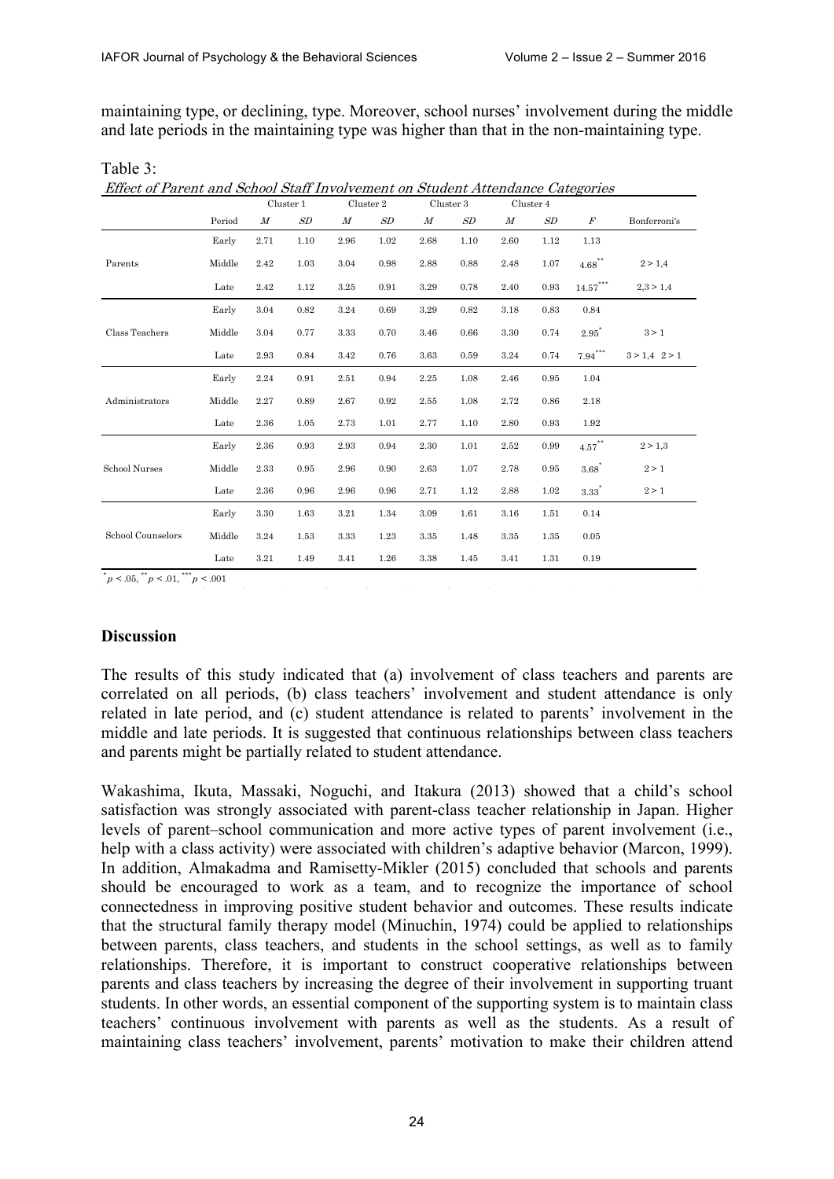maintaining type, or declining, type. Moreover, school nurses' involvement during the middle and late periods in the maintaining type was higher than that in the non-maintaining type.

Table 3:

*Effect of Parent and School Staff Involvement on Student Attendance Categories*

| | | Cluster 1 | | Cluster 2 | | Cluster 3 | | Cluster 4 | | | |
|---|---|---|---|---|---|---|---|---|---|---|---|
| | Period | *M* | *SD* | *M* | *SD* | *M* | *SD* | *M* | *SD* | *F* | Bonferroni's |
| Parents | Early | 2.71 | 1.10 | 2.96 | 1.02 | 2.68 | 1.10 | 2.60 | 1.12 | 1.13 | |
| | Middle | 2.42 | 1.03 | 3.04 | 0.98 | 2.88 | 0.88 | 2.48 | 1.07 | $4.68^{**}$ | 2 > 1,4 |
| | Late | 2.42 | 1.12 | 3.25 | 0.91 | 3.29 | 0.78 | 2.40 | 0.93 | $14.57^{***}$ | 2,3 > 1,4 |
| Class Teachers | Early | 3.04 | 0.82 | 3.24 | 0.69 | 3.29 | 0.82 | 3.18 | 0.83 | 0.84 | |
| | Middle | 3.04 | 0.77 | 3.33 | 0.70 | 3.46 | 0.66 | 3.30 | 0.74 | $2.95^{*}$ | 3 > 1 |
| | Late | 2.93 | 0.84 | 3.42 | 0.76 | 3.63 | 0.59 | 3.24 | 0.74 | $7.94^{***}$ | 3 > 1,4 2 > 1 |
| Administrators | Early | 2.24 | 0.91 | 2.51 | 0.94 | 2.25 | 1.08 | 2.46 | 0.95 | 1.04 | |
| | Middle | 2.27 | 0.89 | 2.67 | 0.92 | 2.55 | 1.08 | 2.72 | 0.86 | 2.18 | |
| | Late | 2.36 | 1.05 | 2.73 | 1.01 | 2.77 | 1.10 | 2.80 | 0.93 | 1.92 | |
| School Nurses | Early | 2.36 | 0.93 | 2.93 | 0.94 | 2.30 | 1.01 | 2.52 | 0.99 | $4.57^{**}$ | 2 > 1,3 |
| | Middle | 2.33 | 0.95 | 2.96 | 0.90 | 2.63 | 1.07 | 2.78 | 0.95 | $3.68^{*}$ | 2 > 1 |
| | Late | 2.36 | 0.96 | 2.96 | 0.96 | 2.71 | 1.12 | 2.88 | 1.02 | $3.33^{*}$ | 2 > 1 |
| School Counselors | Early | 3.30 | 1.63 | 3.21 | 1.34 | 3.09 | 1.61 | 3.16 | 1.51 | 0.14 | |
| | Middle | 3.24 | 1.53 | 3.33 | 1.23 | 3.35 | 1.48 | 3.35 | 1.35 | 0.05 | |
| | Late | 3.21 | 1.49 | 3.41 | 1.26 | 3.38 | 1.45 | 3.41 | 1.31 | 0.19 | |

$^{*}p < .05$, $^{**}p < .01$, $^{***}p < .001$

## Discussion

The results of this study indicated that (a) involvement of class teachers and parents are correlated on all periods, (b) class teachers' involvement and student attendance is only related in late period, and (c) student attendance is related to parents' involvement in the middle and late periods. It is suggested that continuous relationships between class teachers and parents might be partially related to student attendance.

Wakashima, Ikuta, Massaki, Noguchi, and Itakura (2013) showed that a child's school satisfaction was strongly associated with parent-class teacher relationship in Japan. Higher levels of parent–school communication and more active types of parent involvement (i.e., help with a class activity) were associated with children's adaptive behavior (Marcon, 1999). In addition, Almakadma and Ramisetty-Mikler (2015) concluded that schools and parents should be encouraged to work as a team, and to recognize the importance of school connectedness in improving positive student behavior and outcomes. These results indicate that the structural family therapy model (Minuchin, 1974) could be applied to relationships between parents, class teachers, and students in the school settings, as well as to family relationships. Therefore, it is important to construct cooperative relationships between parents and class teachers by increasing the degree of their involvement in supporting truant students. In other words, an essential component of the supporting system is to maintain class teachers' continuous involvement with parents as well as the students. As a result of maintaining class teachers' involvement, parents' motivation to make their children attend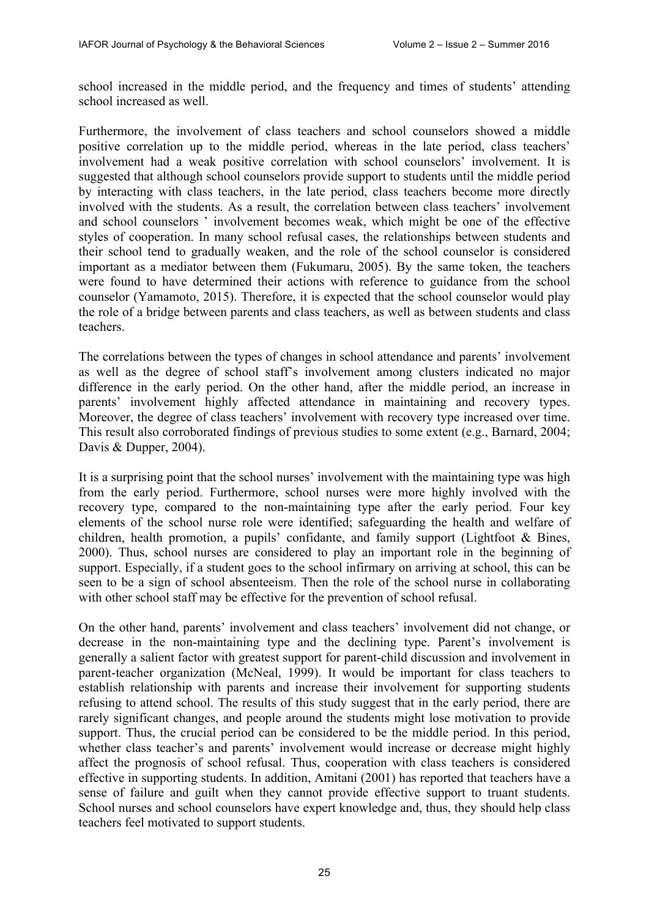school increased in the middle period, and the frequency and times of students' attending school increased as well.

Furthermore, the involvement of class teachers and school counselors showed a middle positive correlation up to the middle period, whereas in the late period, class teachers' involvement had a weak positive correlation with school counselors' involvement. It is suggested that although school counselors provide support to students until the middle period by interacting with class teachers, in the late period, class teachers become more directly involved with the students. As a result, the correlation between class teachers' involvement and school counselors ' involvement becomes weak, which might be one of the effective styles of cooperation. In many school refusal cases, the relationships between students and their school tend to gradually weaken, and the role of the school counselor is considered important as a mediator between them (Fukumaru, 2005). By the same token, the teachers were found to have determined their actions with reference to guidance from the school counselor (Yamamoto, 2015). Therefore, it is expected that the school counselor would play the role of a bridge between parents and class teachers, as well as between students and class teachers.

The correlations between the types of changes in school attendance and parents' involvement as well as the degree of school staff's involvement among clusters indicated no major difference in the early period. On the other hand, after the middle period, an increase in parents' involvement highly affected attendance in maintaining and recovery types. Moreover, the degree of class teachers' involvement with recovery type increased over time. This result also corroborated findings of previous studies to some extent (e.g., Barnard, 2004; Davis & Dupper, 2004).

It is a surprising point that the school nurses' involvement with the maintaining type was high from the early period. Furthermore, school nurses were more highly involved with the recovery type, compared to the non-maintaining type after the early period. Four key elements of the school nurse role were identified; safeguarding the health and welfare of children, health promotion, a pupils' confidante, and family support (Lightfoot & Bines, 2000). Thus, school nurses are considered to play an important role in the beginning of support. Especially, if a student goes to the school infirmary on arriving at school, this can be seen to be a sign of school absenteeism. Then the role of the school nurse in collaborating with other school staff may be effective for the prevention of school refusal.

On the other hand, parents' involvement and class teachers' involvement did not change, or decrease in the non-maintaining type and the declining type. Parent's involvement is generally a salient factor with greatest support for parent-child discussion and involvement in parent-teacher organization (McNeal, 1999). It would be important for class teachers to establish relationship with parents and increase their involvement for supporting students refusing to attend school. The results of this study suggest that in the early period, there are rarely significant changes, and people around the students might lose motivation to provide support. Thus, the crucial period can be considered to be the middle period. In this period, whether class teacher's and parents' involvement would increase or decrease might highly affect the prognosis of school refusal. Thus, cooperation with class teachers is considered effective in supporting students. In addition, Amitani (2001) has reported that teachers have a sense of failure and guilt when they cannot provide effective support to truant students. School nurses and school counselors have expert knowledge and, thus, they should help class teachers feel motivated to support students.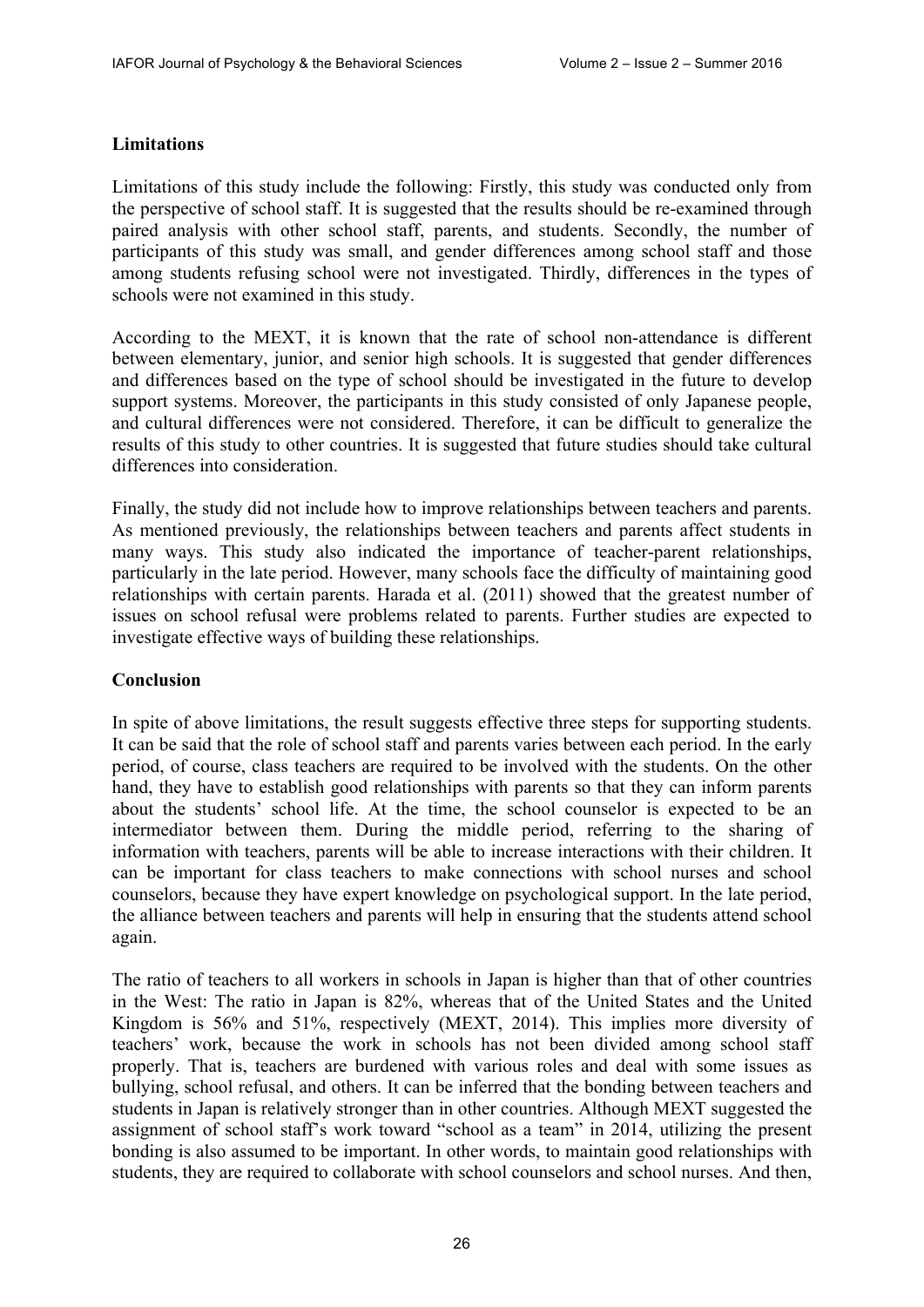## Limitations

Limitations of this study include the following: Firstly, this study was conducted only from the perspective of school staff. It is suggested that the results should be re-examined through paired analysis with other school staff, parents, and students. Secondly, the number of participants of this study was small, and gender differences among school staff and those among students refusing school were not investigated. Thirdly, differences in the types of schools were not examined in this study.

According to the MEXT, it is known that the rate of school non-attendance is different between elementary, junior, and senior high schools. It is suggested that gender differences and differences based on the type of school should be investigated in the future to develop support systems. Moreover, the participants in this study consisted of only Japanese people, and cultural differences were not considered. Therefore, it can be difficult to generalize the results of this study to other countries. It is suggested that future studies should take cultural differences into consideration.

Finally, the study did not include how to improve relationships between teachers and parents. As mentioned previously, the relationships between teachers and parents affect students in many ways. This study also indicated the importance of teacher-parent relationships, particularly in the late period. However, many schools face the difficulty of maintaining good relationships with certain parents. Harada et al. (2011) showed that the greatest number of issues on school refusal were problems related to parents. Further studies are expected to investigate effective ways of building these relationships.

## Conclusion

In spite of above limitations, the result suggests effective three steps for supporting students. It can be said that the role of school staff and parents varies between each period. In the early period, of course, class teachers are required to be involved with the students. On the other hand, they have to establish good relationships with parents so that they can inform parents about the students' school life. At the time, the school counselor is expected to be an intermediator between them. During the middle period, referring to the sharing of information with teachers, parents will be able to increase interactions with their children. It can be important for class teachers to make connections with school nurses and school counselors, because they have expert knowledge on psychological support. In the late period, the alliance between teachers and parents will help in ensuring that the students attend school again.

The ratio of teachers to all workers in schools in Japan is higher than that of other countries in the West: The ratio in Japan is 82%, whereas that of the United States and the United Kingdom is 56% and 51%, respectively (MEXT, 2014). This implies more diversity of teachers' work, because the work in schools has not been divided among school staff properly. That is, teachers are burdened with various roles and deal with some issues as bullying, school refusal, and others. It can be inferred that the bonding between teachers and students in Japan is relatively stronger than in other countries. Although MEXT suggested the assignment of school staff's work toward "school as a team" in 2014, utilizing the present bonding is also assumed to be important. In other words, to maintain good relationships with students, they are required to collaborate with school counselors and school nurses. And then,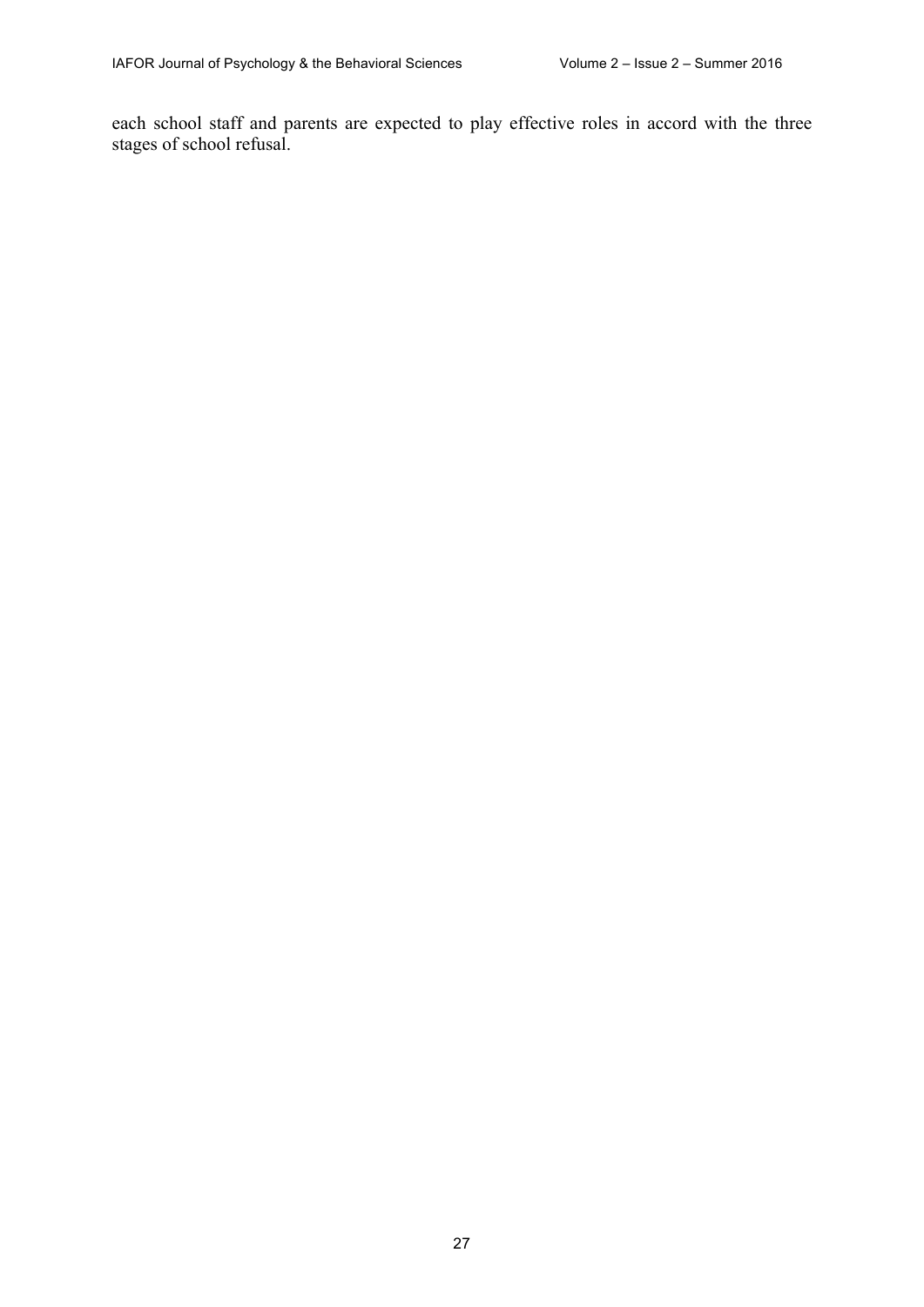each school staff and parents are expected to play effective roles in accord with the three stages of school refusal.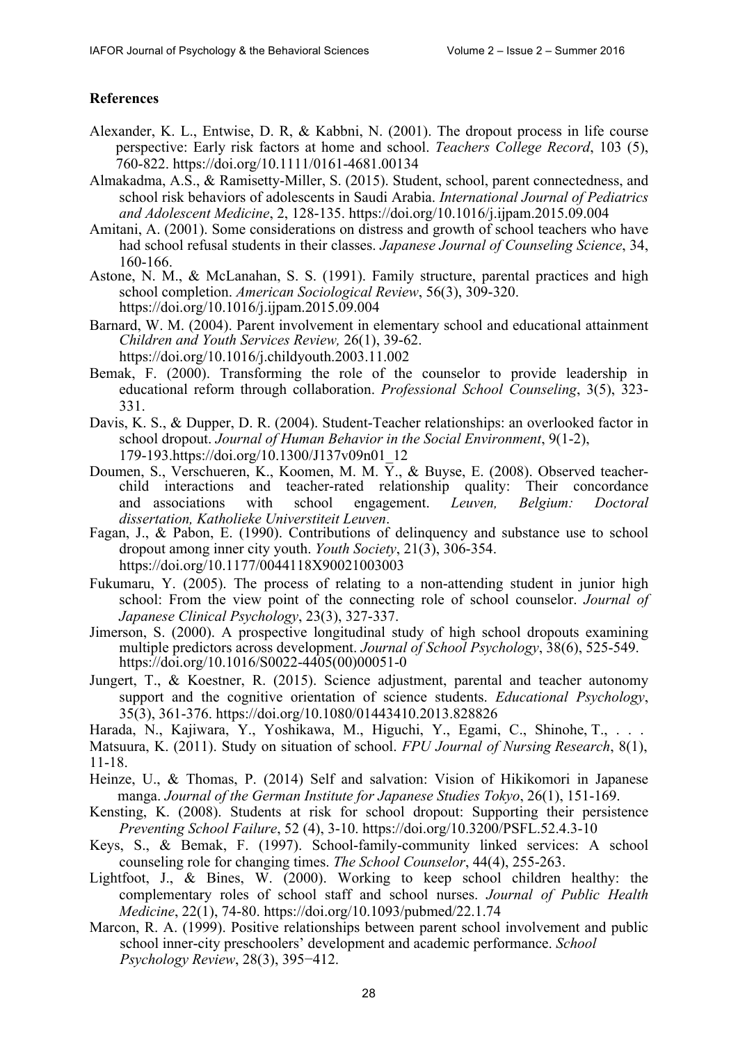## References

Alexander, K. L., Entwise, D. R, & Kabbni, N. (2001). The dropout process in life course perspective: Early risk factors at home and school. *Teachers College Record*, 103 (5), 760-822. https://doi.org/10.1111/0161-4681.00134

Almakadma, A.S., & Ramisetty-Miller, S. (2015). Student, school, parent connectedness, and school risk behaviors of adolescents in Saudi Arabia. *International Journal of Pediatrics and Adolescent Medicine*, 2, 128-135. https://doi.org/10.1016/j.ijpam.2015.09.004

Amitani, A. (2001). Some considerations on distress and growth of school teachers who have had school refusal students in their classes. *Japanese Journal of Counseling Science*, 34, 160-166.

Astone, N. M., & McLanahan, S. S. (1991). Family structure, parental practices and high school completion. *American Sociological Review*, 56(3), 309-320. https://doi.org/10.1016/j.ijpam.2015.09.004

Barnard, W. M. (2004). Parent involvement in elementary school and educational attainment *Children and Youth Services Review,* 26(1), 39-62. https://doi.org/10.1016/j.childyouth.2003.11.002

Bemak, F. (2000). Transforming the role of the counselor to provide leadership in educational reform through collaboration. *Professional School Counseling*, 3(5), 323-331.

Davis, K. S., & Dupper, D. R. (2004). Student-Teacher relationships: an overlooked factor in school dropout. *Journal of Human Behavior in the Social Environment*, 9(1-2), 179-193.https://doi.org/10.1300/J137v09n01_12

Doumen, S., Verschueren, K., Koomen, M. M. Y., & Buyse, E. (2008). Observed teacher-child interactions and teacher-rated relationship quality: Their concordance and associations with school engagement. *Leuven, Belgium: Doctoral dissertation, Katholieke Universtiteit Leuven*.

Fagan, J., & Pabon, E. (1990). Contributions of delinquency and substance use to school dropout among inner city youth. *Youth Society*, 21(3), 306-354. https://doi.org/10.1177/0044118X90021003003

Fukumaru, Y. (2005). The process of relating to a non-attending student in junior high school: From the view point of the connecting role of school counselor. *Journal of Japanese Clinical Psychology*, 23(3), 327-337.

Jimerson, S. (2000). A prospective longitudinal study of high school dropouts examining multiple predictors across development. *Journal of School Psychology*, 38(6), 525-549. https://doi.org/10.1016/S0022-4405(00)00051-0

Jungert, T., & Koestner, R. (2015). Science adjustment, parental and teacher autonomy support and the cognitive orientation of science students. *Educational Psychology*, 35(3), 361-376. https://doi.org/10.1080/01443410.2013.828826

Harada, N., Kajiwara, Y., Yoshikawa, M., Higuchi, Y., Egami, C., Shinohe, T., . . . Matsuura, K. (2011). Study on situation of school. *FPU Journal of Nursing Research*, 8(1), 11-18.

Heinze, U., & Thomas, P. (2014) Self and salvation: Vision of Hikikomori in Japanese manga. *Journal of the German Institute for Japanese Studies Tokyo*, 26(1), 151-169.

Kensting, K. (2008). Students at risk for school dropout: Supporting their persistence *Preventing School Failure*, 52 (4), 3-10. https://doi.org/10.3200/PSFL.52.4.3-10

Keys, S., & Bemak, F. (1997). School-family-community linked services: A school counseling role for changing times. *The School Counselor*, 44(4), 255-263.

Lightfoot, J., & Bines, W. (2000). Working to keep school children healthy: the complementary roles of school staff and school nurses. *Journal of Public Health Medicine*, 22(1), 74-80. https://doi.org/10.1093/pubmed/22.1.74

Marcon, R. A. (1999). Positive relationships between parent school involvement and public school inner-city preschoolers' development and academic performance. *School Psychology Review*, 28(3), 395−412.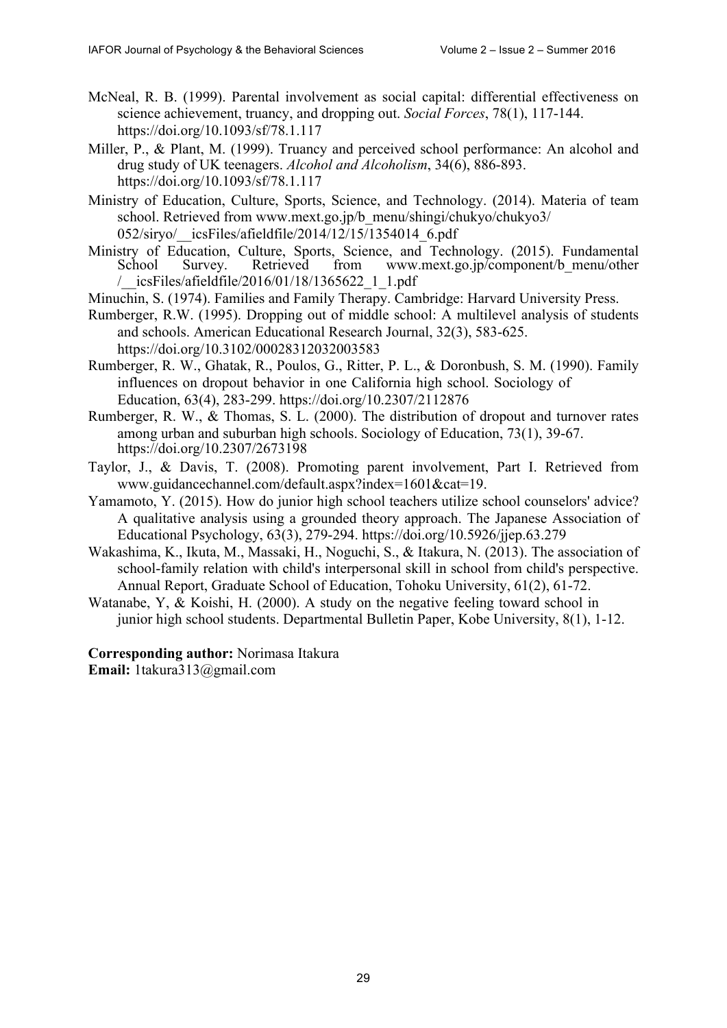McNeal, R. B. (1999). Parental involvement as social capital: differential effectiveness on science achievement, truancy, and dropping out. *Social Forces*, 78(1), 117-144. https://doi.org/10.1093/sf/78.1.117

Miller, P., & Plant, M. (1999). Truancy and perceived school performance: An alcohol and drug study of UK teenagers. *Alcohol and Alcoholism*, 34(6), 886-893. https://doi.org/10.1093/sf/78.1.117

Ministry of Education, Culture, Sports, Science, and Technology. (2014). Materia of team school. Retrieved from www.mext.go.jp/b_menu/shingi/chukyo/chukyo3/052/siryo/__icsFiles/afieldfile/2014/12/15/1354014_6.pdf

Ministry of Education, Culture, Sports, Science, and Technology. (2015). Fundamental School Survey. Retrieved from www.mext.go.jp/component/b_menu/other/__icsFiles/afieldfile/2016/01/18/1365622_1_1.pdf

Minuchin, S. (1974). Families and Family Therapy. Cambridge: Harvard University Press.

Rumberger, R.W. (1995). Dropping out of middle school: A multilevel analysis of students and schools. American Educational Research Journal, 32(3), 583-625. https://doi.org/10.3102/00028312032003583

Rumberger, R. W., Ghatak, R., Poulos, G., Ritter, P. L., & Doronbush, S. M. (1990). Family influences on dropout behavior in one California high school. Sociology of Education, 63(4), 283-299. https://doi.org/10.2307/2112876

Rumberger, R. W., & Thomas, S. L. (2000). The distribution of dropout and turnover rates among urban and suburban high schools. Sociology of Education, 73(1), 39-67. https://doi.org/10.2307/2673198

Taylor, J., & Davis, T. (2008). Promoting parent involvement, Part I. Retrieved from www.guidancechannel.com/default.aspx?index=1601&cat=19.

Yamamoto, Y. (2015). How do junior high school teachers utilize school counselors' advice? A qualitative analysis using a grounded theory approach. The Japanese Association of Educational Psychology, 63(3), 279-294. https://doi.org/10.5926/jjep.63.279

Wakashima, K., Ikuta, M., Massaki, H., Noguchi, S., & Itakura, N. (2013). The association of school-family relation with child's interpersonal skill in school from child's perspective. Annual Report, Graduate School of Education, Tohoku University, 61(2), 61-72.

Watanabe, Y, & Koishi, H. (2000). A study on the negative feeling toward school in junior high school students. Departmental Bulletin Paper, Kobe University, 8(1), 1-12.

**Corresponding author:** Norimasa Itakura
**Email:** 1takura313@gmail.com